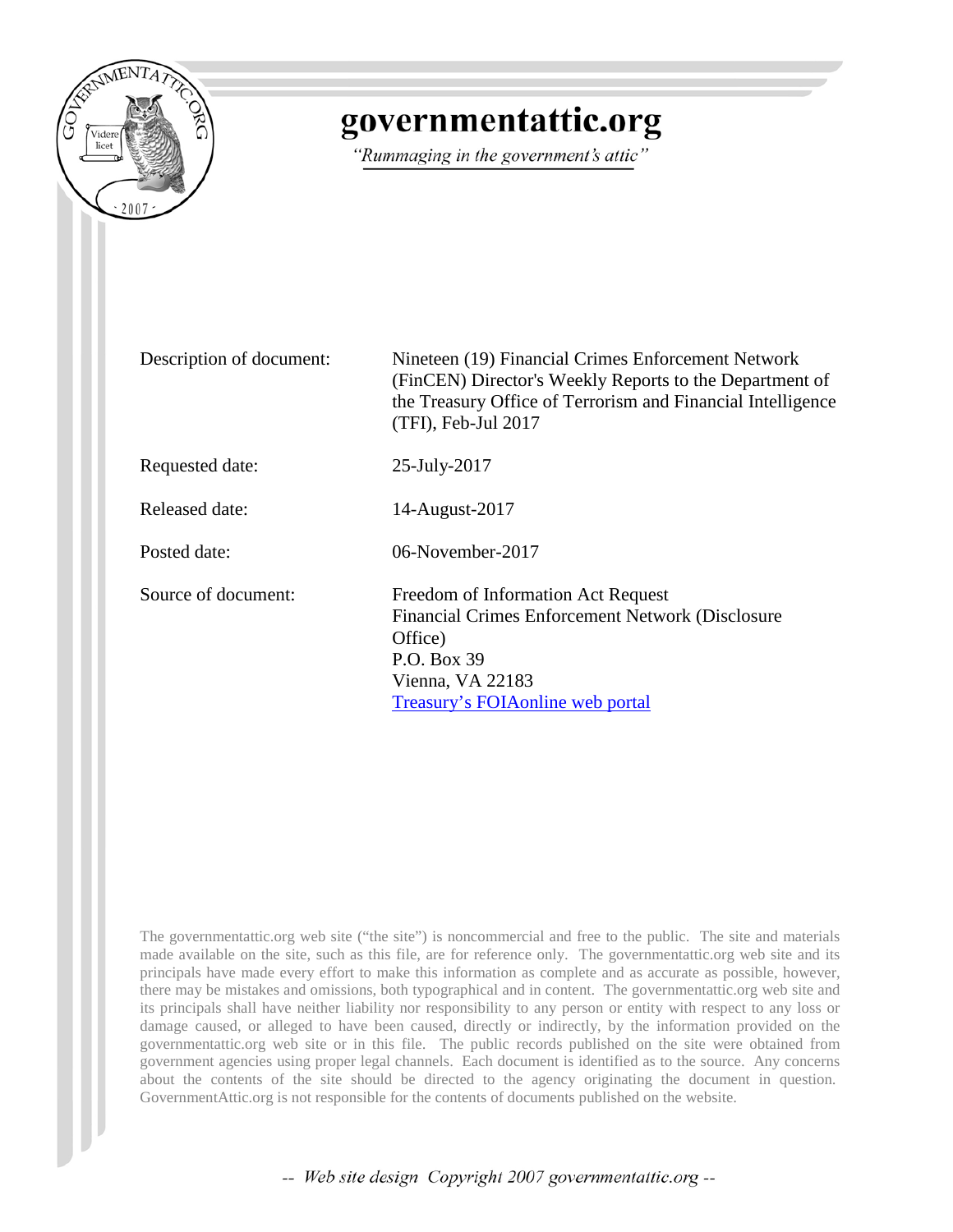# governmentattic.org

*"Rummaging in the government's attic"*

| | |
|---|---|
| Description of document: | Nineteen (19) Financial Crimes Enforcement Network (FinCEN) Director's Weekly Reports to the Department of the Treasury Office of Terrorism and Financial Intelligence (TFI), Feb-Jul 2017 |
| Requested date: | 25-July-2017 |
| Released date: | 14-August-2017 |
| Posted date: | 06-November-2017 |
| Source of document: | Freedom of Information Act Request<br>Financial Crimes Enforcement Network (Disclosure Office)<br>P.O. Box 39<br>Vienna, VA 22183<br>Treasury's FOIAonline web portal |

The governmentattic.org web site ("the site") is noncommercial and free to the public. The site and materials made available on the site, such as this file, are for reference only. The governmentattic.org web site and its principals have made every effort to make this information as complete and as accurate as possible, however, there may be mistakes and omissions, both typographical and in content. The governmentattic.org web site and its principals shall have neither liability nor responsibility to any person or entity with respect to any loss or damage caused, or alleged to have been caused, directly or indirectly, by the information provided on the governmentattic.org web site or in this file. The public records published on the site were obtained from government agencies using proper legal channels. Each document is identified as to the source. Any concerns about the contents of the site should be directed to the agency originating the document in question. GovernmentAttic.org is not responsible for the contents of documents published on the website.

*-- Web site design Copyright 2007 governmentattic.org --*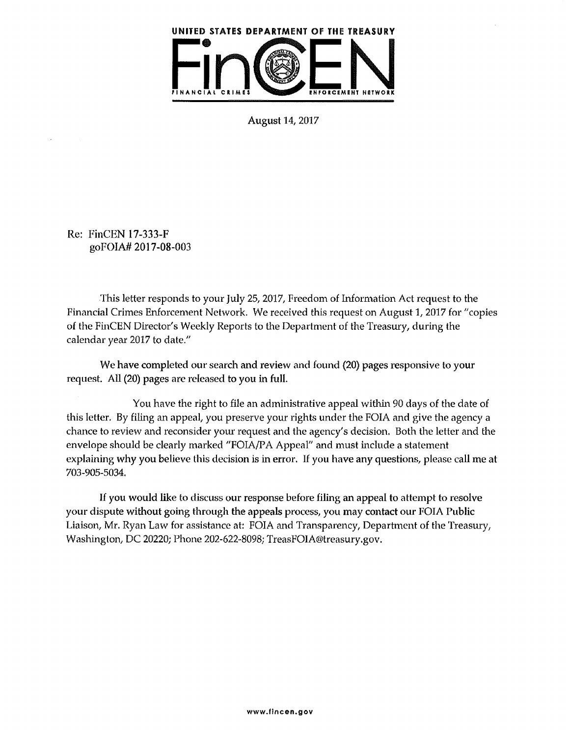**UNITED STATES DEPARTMENT OF THE TREASURY**

**FinCEN**

**FINANCIAL CRIMES ENFORCEMENT NETWORK**

August 14, 2017

Re: FinCEN 17-333-F
goFOIA# 2017-08-003

This letter responds to your July 25, 2017, Freedom of Information Act request to the Financial Crimes Enforcement Network. We received this request on August 1, 2017 for "copies of the FinCEN Director's Weekly Reports to the Department of the Treasury, during the calendar year 2017 to date."

We have completed our search and review and found (20) pages responsive to your request. All (20) pages are released to you in full.

You have the right to file an administrative appeal within 90 days of the date of this letter. By filing an appeal, you preserve your rights under the FOIA and give the agency a chance to review and reconsider your request and the agency's decision. Both the letter and the envelope should be clearly marked "FOIA/PA Appeal" and must include a statement explaining why you believe this decision is in error. If you have any questions, please call me at 703-905-5034.

If you would like to discuss our response before filing an appeal to attempt to resolve your dispute without going through the appeals process, you may contact our FOIA Public Liaison, Mr. Ryan Law for assistance at: FOIA and Transparency, Department of the Treasury, Washington, DC 20220; Phone 202-622-8098; TreasFOIA@treasury.gov.

www.fincen.gov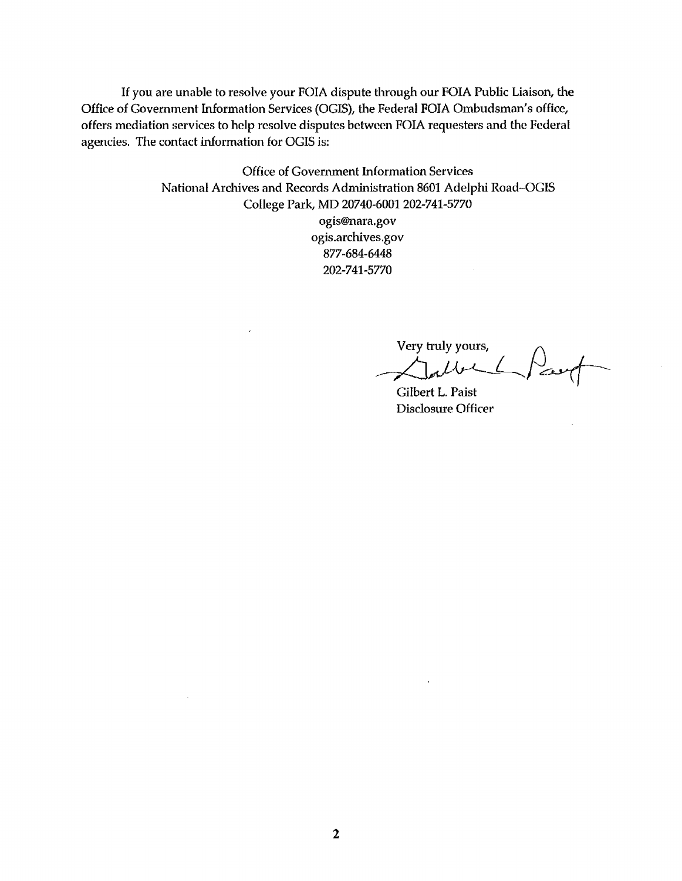If you are unable to resolve your FOIA dispute through our FOIA Public Liaison, the Office of Government Information Services (OGIS), the Federal FOIA Ombudsman's office, offers mediation services to help resolve disputes between FOIA requesters and the Federal agencies. The contact information for OGIS is:

Office of Government Information Services
National Archives and Records Administration 8601 Adelphi Road--OGIS
College Park, MD 20740-6001 202-741-5770
ogis@nara.gov
ogis.archives.gov
877-684-6448
202-741-5770

Very truly yours,

Gilbert L. Paist
Disclosure Officer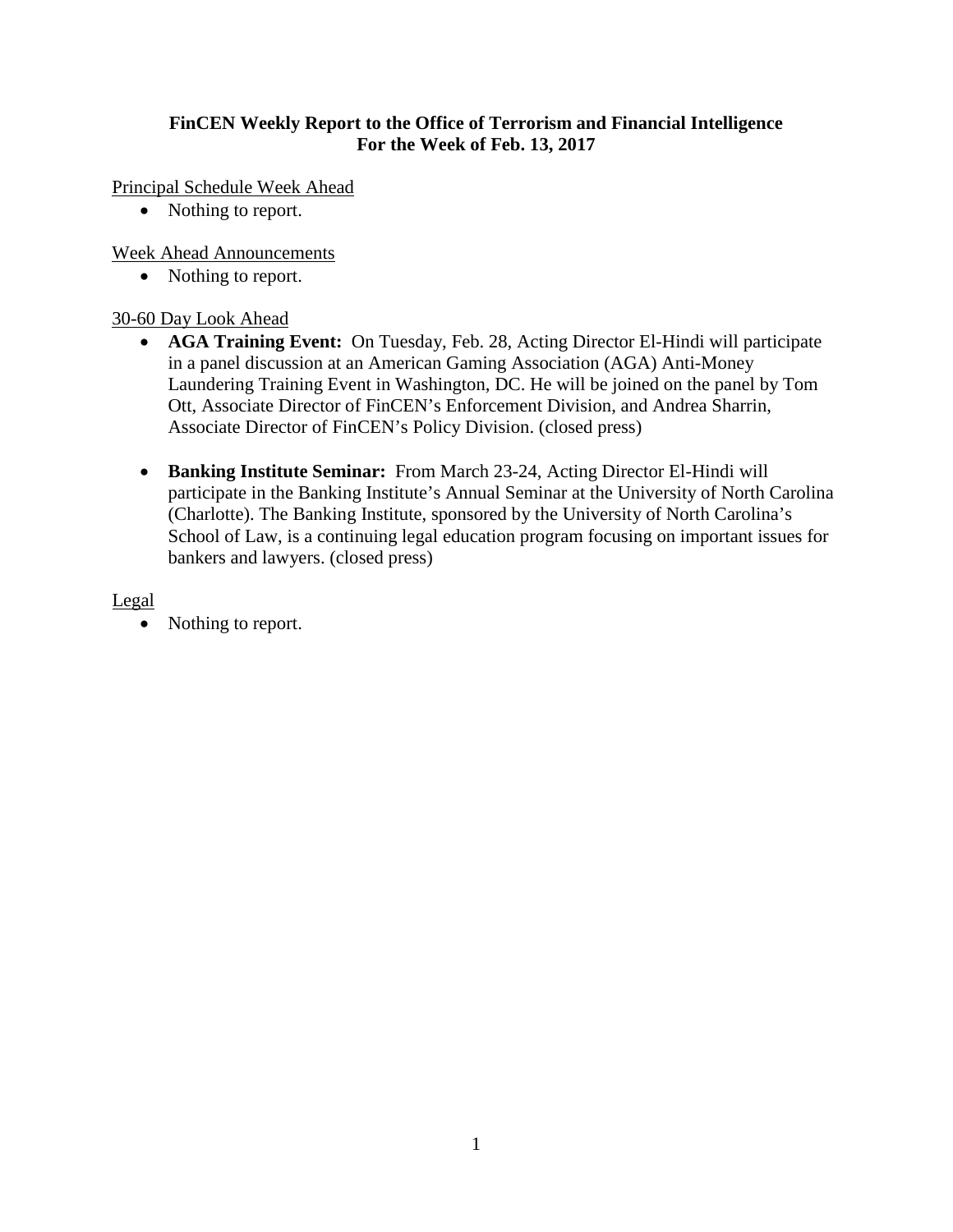**FinCEN Weekly Report to the Office of Terrorism and Financial Intelligence**
**For the Week of Feb. 13, 2017**

Principal Schedule Week Ahead

- Nothing to report.

Week Ahead Announcements

- Nothing to report.

30-60 Day Look Ahead

- **AGA Training Event:** On Tuesday, Feb. 28, Acting Director El-Hindi will participate in a panel discussion at an American Gaming Association (AGA) Anti-Money Laundering Training Event in Washington, DC. He will be joined on the panel by Tom Ott, Associate Director of FinCEN's Enforcement Division, and Andrea Sharrin, Associate Director of FinCEN's Policy Division. (closed press)

- **Banking Institute Seminar:** From March 23-24, Acting Director El-Hindi will participate in the Banking Institute's Annual Seminar at the University of North Carolina (Charlotte). The Banking Institute, sponsored by the University of North Carolina's School of Law, is a continuing legal education program focusing on important issues for bankers and lawyers. (closed press)

Legal

- Nothing to report.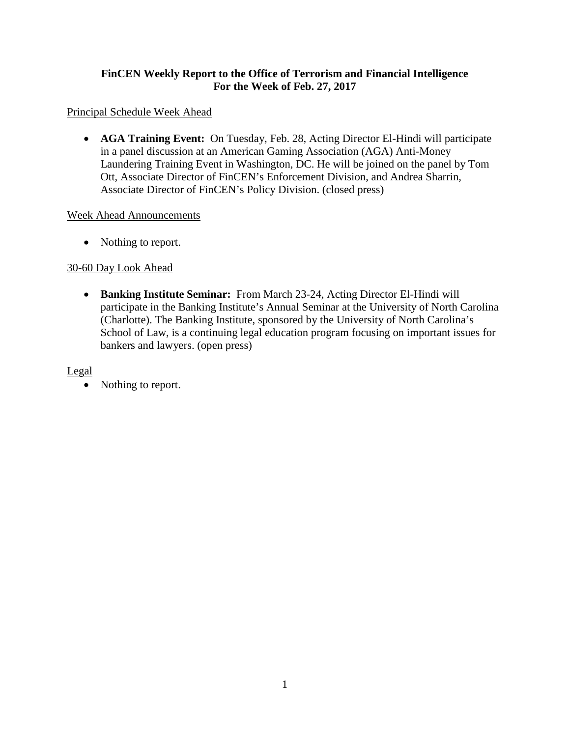**FinCEN Weekly Report to the Office of Terrorism and Financial Intelligence**
**For the Week of Feb. 27, 2017**

Principal Schedule Week Ahead

- **AGA Training Event:** On Tuesday, Feb. 28, Acting Director El-Hindi will participate in a panel discussion at an American Gaming Association (AGA) Anti-Money Laundering Training Event in Washington, DC. He will be joined on the panel by Tom Ott, Associate Director of FinCEN's Enforcement Division, and Andrea Sharrin, Associate Director of FinCEN's Policy Division. (closed press)

Week Ahead Announcements

- Nothing to report.

30-60 Day Look Ahead

- **Banking Institute Seminar:** From March 23-24, Acting Director El-Hindi will participate in the Banking Institute's Annual Seminar at the University of North Carolina (Charlotte). The Banking Institute, sponsored by the University of North Carolina's School of Law, is a continuing legal education program focusing on important issues for bankers and lawyers. (open press)

Legal

- Nothing to report.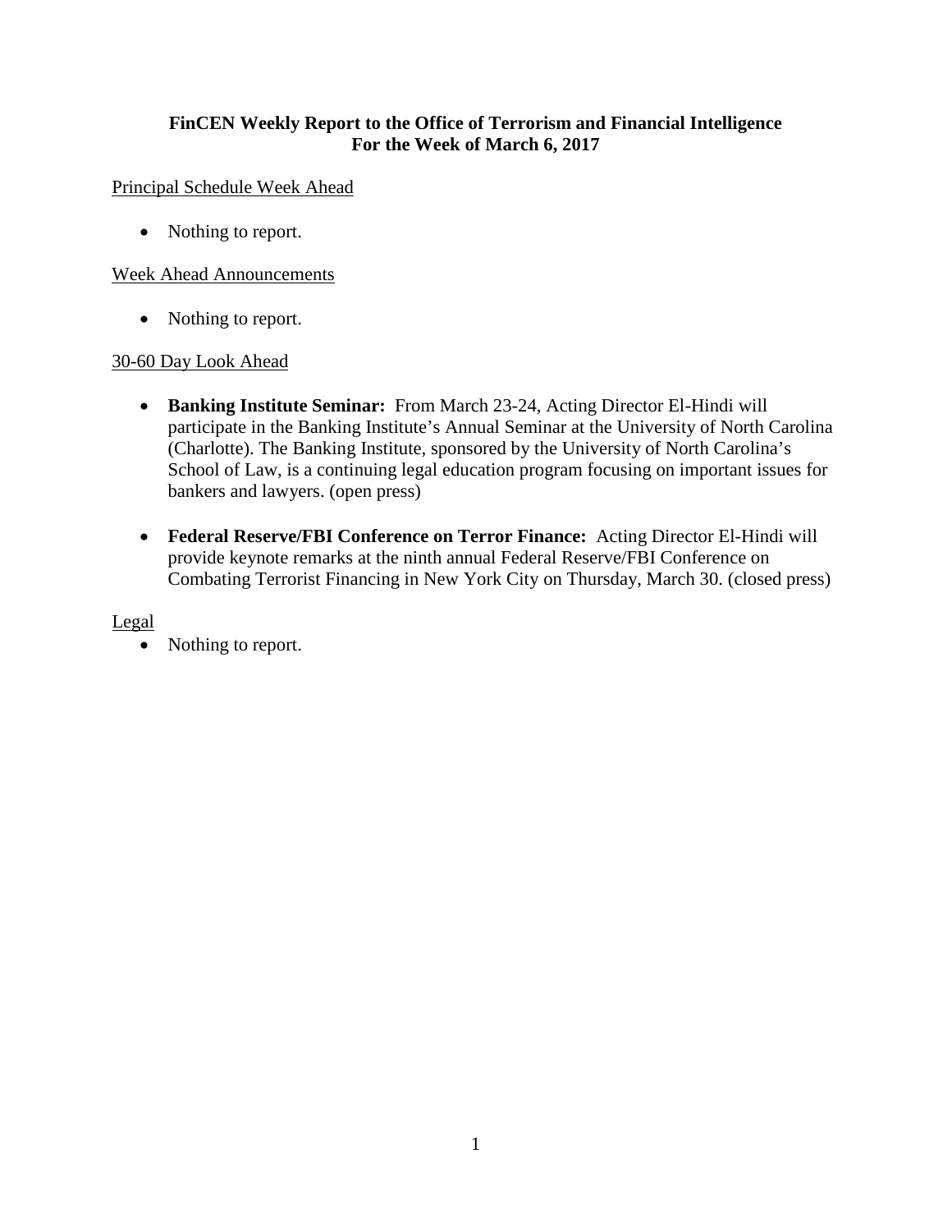**FinCEN Weekly Report to the Office of Terrorism and Financial Intelligence**
**For the Week of March 6, 2017**

<u>Principal Schedule Week Ahead</u>

- Nothing to report.

<u>Week Ahead Announcements</u>

- Nothing to report.

<u>30-60 Day Look Ahead</u>

- **Banking Institute Seminar:** From March 23-24, Acting Director El-Hindi will participate in the Banking Institute's Annual Seminar at the University of North Carolina (Charlotte). The Banking Institute, sponsored by the University of North Carolina's School of Law, is a continuing legal education program focusing on important issues for bankers and lawyers. (open press)

- **Federal Reserve/FBI Conference on Terror Finance:** Acting Director El-Hindi will provide keynote remarks at the ninth annual Federal Reserve/FBI Conference on Combating Terrorist Financing in New York City on Thursday, March 30. (closed press)

<u>Legal</u>

- Nothing to report.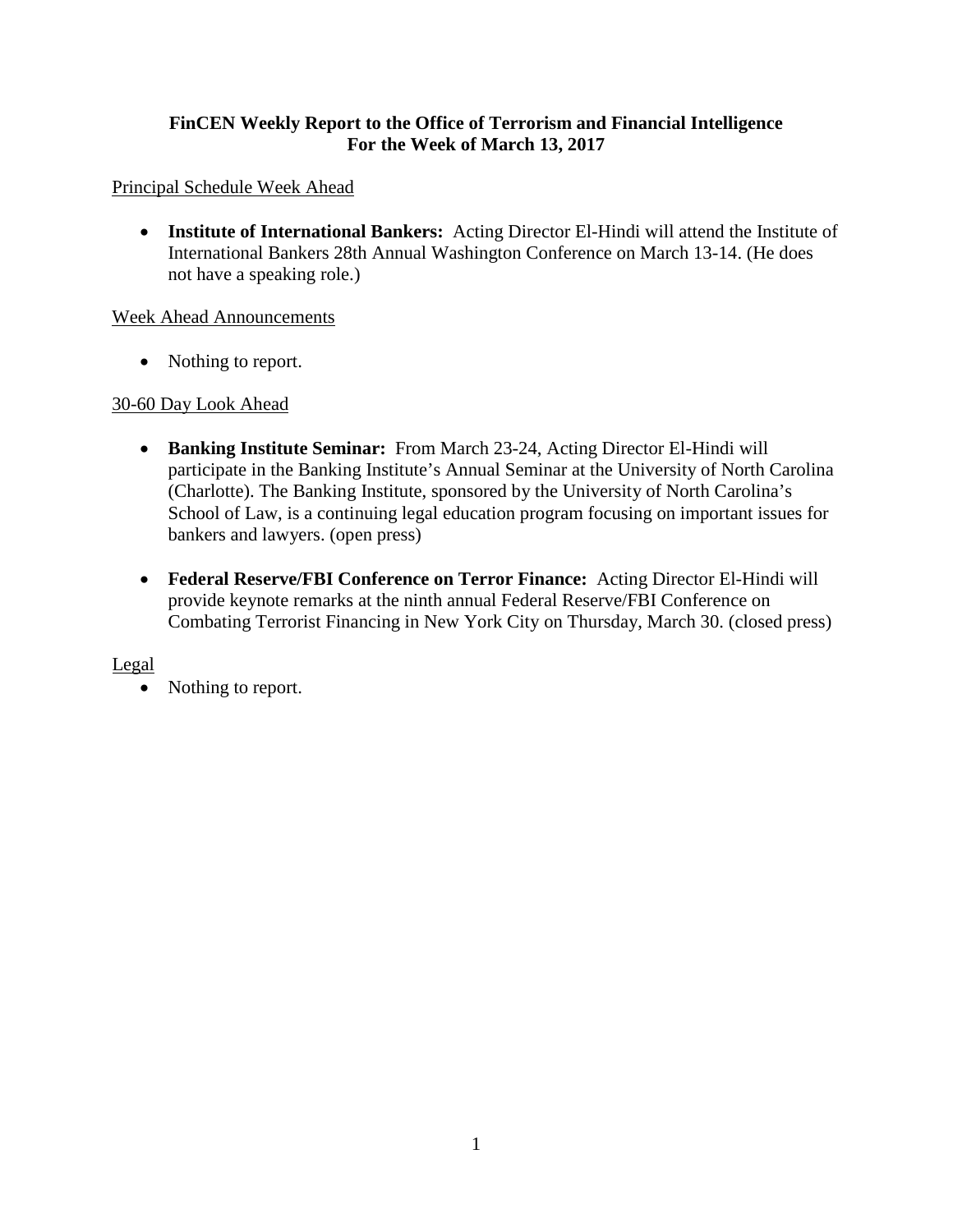**FinCEN Weekly Report to the Office of Terrorism and Financial Intelligence**
**For the Week of March 13, 2017**

Principal Schedule Week Ahead

- **Institute of International Bankers:** Acting Director El-Hindi will attend the Institute of International Bankers 28th Annual Washington Conference on March 13-14. (He does not have a speaking role.)

Week Ahead Announcements

- Nothing to report.

30-60 Day Look Ahead

- **Banking Institute Seminar:** From March 23-24, Acting Director El-Hindi will participate in the Banking Institute's Annual Seminar at the University of North Carolina (Charlotte). The Banking Institute, sponsored by the University of North Carolina's School of Law, is a continuing legal education program focusing on important issues for bankers and lawyers. (open press)

- **Federal Reserve/FBI Conference on Terror Finance:** Acting Director El-Hindi will provide keynote remarks at the ninth annual Federal Reserve/FBI Conference on Combating Terrorist Financing in New York City on Thursday, March 30. (closed press)

Legal

- Nothing to report.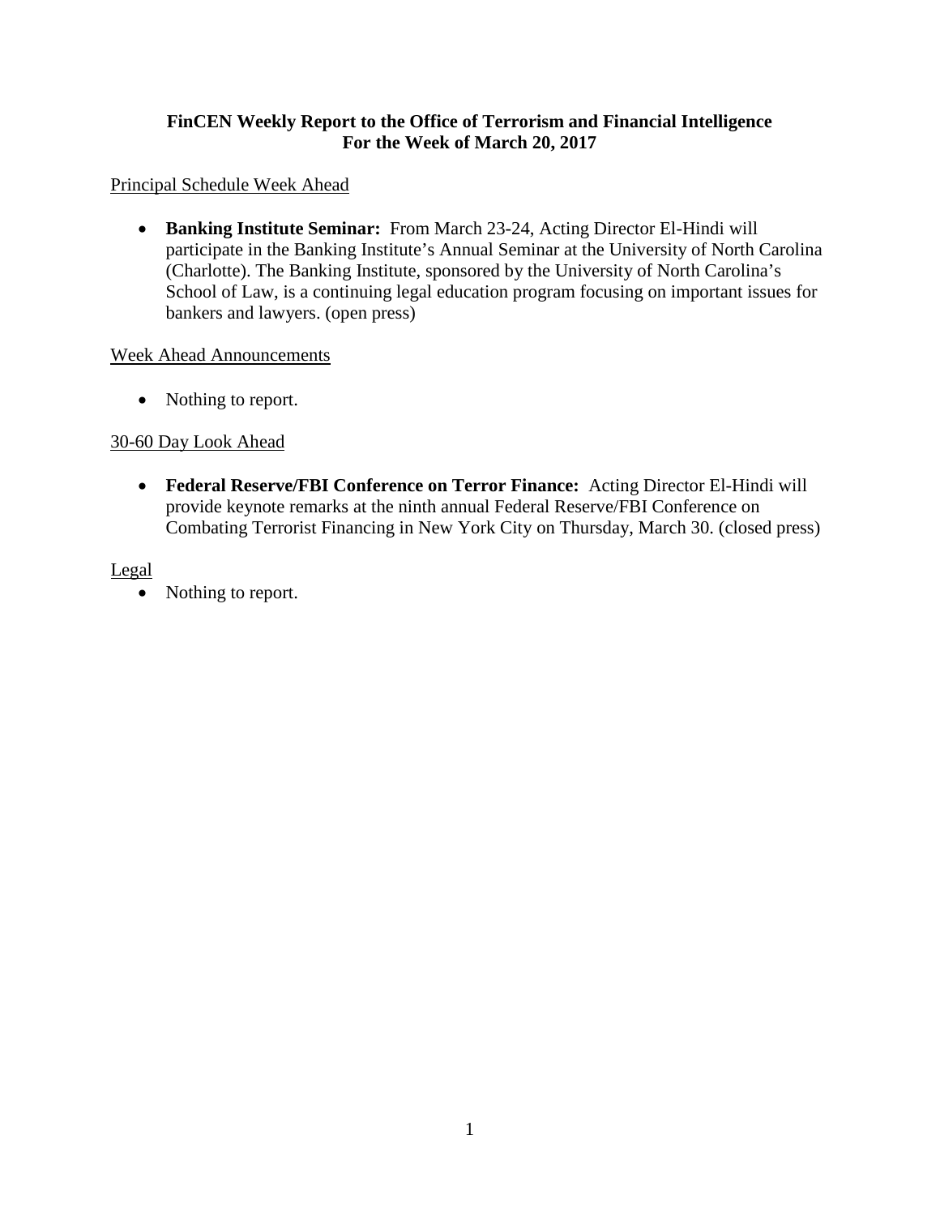**FinCEN Weekly Report to the Office of Terrorism and Financial Intelligence**
**For the Week of March 20, 2017**

Principal Schedule Week Ahead

- **Banking Institute Seminar:** From March 23-24, Acting Director El-Hindi will participate in the Banking Institute's Annual Seminar at the University of North Carolina (Charlotte). The Banking Institute, sponsored by the University of North Carolina's School of Law, is a continuing legal education program focusing on important issues for bankers and lawyers. (open press)

Week Ahead Announcements

- Nothing to report.

30-60 Day Look Ahead

- **Federal Reserve/FBI Conference on Terror Finance:** Acting Director El-Hindi will provide keynote remarks at the ninth annual Federal Reserve/FBI Conference on Combating Terrorist Financing in New York City on Thursday, March 30. (closed press)

Legal

- Nothing to report.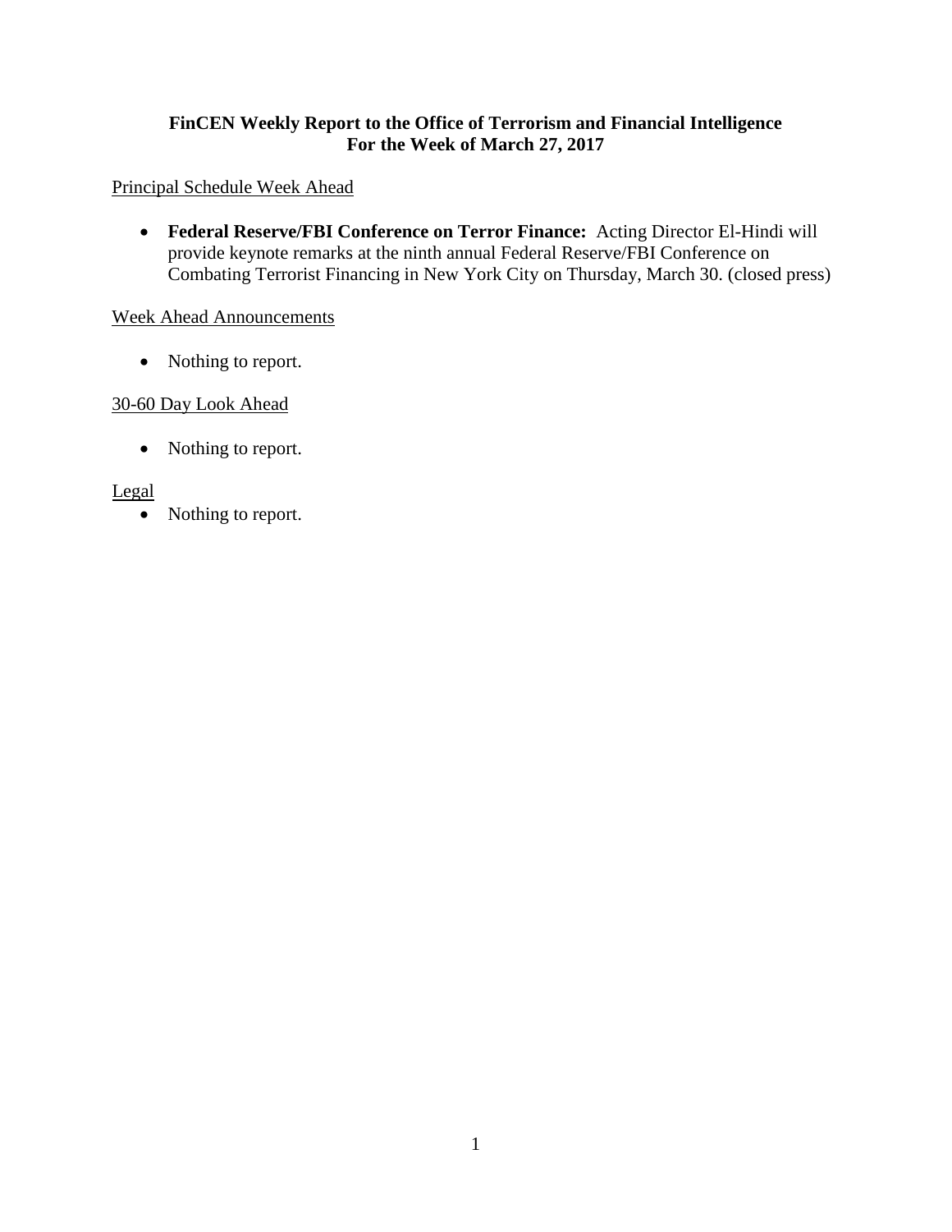**FinCEN Weekly Report to the Office of Terrorism and Financial Intelligence**
**For the Week of March 27, 2017**

Principal Schedule Week Ahead

- **Federal Reserve/FBI Conference on Terror Finance:** Acting Director El-Hindi will provide keynote remarks at the ninth annual Federal Reserve/FBI Conference on Combating Terrorist Financing in New York City on Thursday, March 30. (closed press)

Week Ahead Announcements

- Nothing to report.

30-60 Day Look Ahead

- Nothing to report.

Legal

- Nothing to report.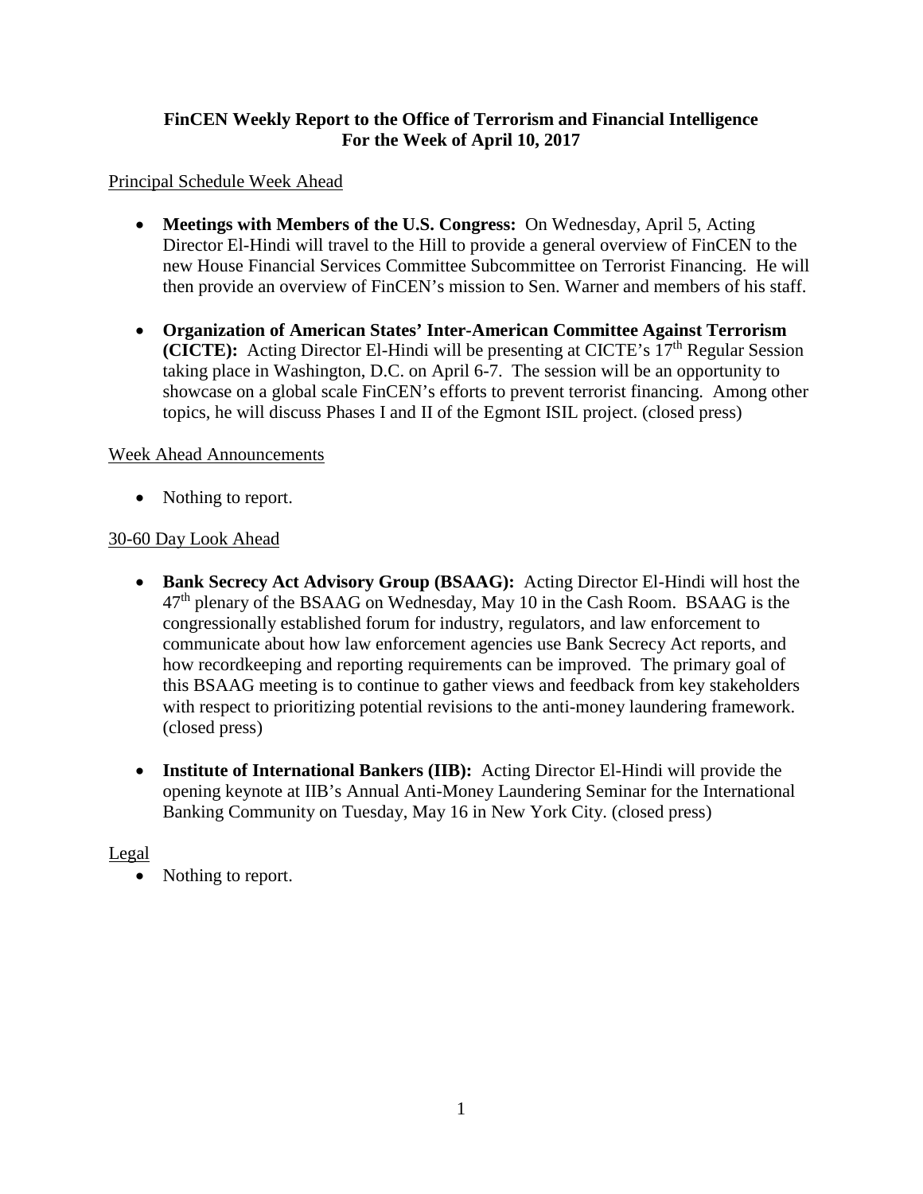**FinCEN Weekly Report to the Office of Terrorism and Financial Intelligence**
**For the Week of April 10, 2017**

Principal Schedule Week Ahead

- **Meetings with Members of the U.S. Congress:** On Wednesday, April 5, Acting Director El-Hindi will travel to the Hill to provide a general overview of FinCEN to the new House Financial Services Committee Subcommittee on Terrorist Financing. He will then provide an overview of FinCEN's mission to Sen. Warner and members of his staff.

- **Organization of American States' Inter-American Committee Against Terrorism (CICTE):** Acting Director El-Hindi will be presenting at CICTE's 17th Regular Session taking place in Washington, D.C. on April 6-7. The session will be an opportunity to showcase on a global scale FinCEN's efforts to prevent terrorist financing. Among other topics, he will discuss Phases I and II of the Egmont ISIL project. (closed press)

Week Ahead Announcements

- Nothing to report.

30-60 Day Look Ahead

- **Bank Secrecy Act Advisory Group (BSAAG):** Acting Director El-Hindi will host the 47th plenary of the BSAAG on Wednesday, May 10 in the Cash Room. BSAAG is the congressionally established forum for industry, regulators, and law enforcement to communicate about how law enforcement agencies use Bank Secrecy Act reports, and how recordkeeping and reporting requirements can be improved. The primary goal of this BSAAG meeting is to continue to gather views and feedback from key stakeholders with respect to prioritizing potential revisions to the anti-money laundering framework. (closed press)

- **Institute of International Bankers (IIB):** Acting Director El-Hindi will provide the opening keynote at IIB's Annual Anti-Money Laundering Seminar for the International Banking Community on Tuesday, May 16 in New York City. (closed press)

Legal

- Nothing to report.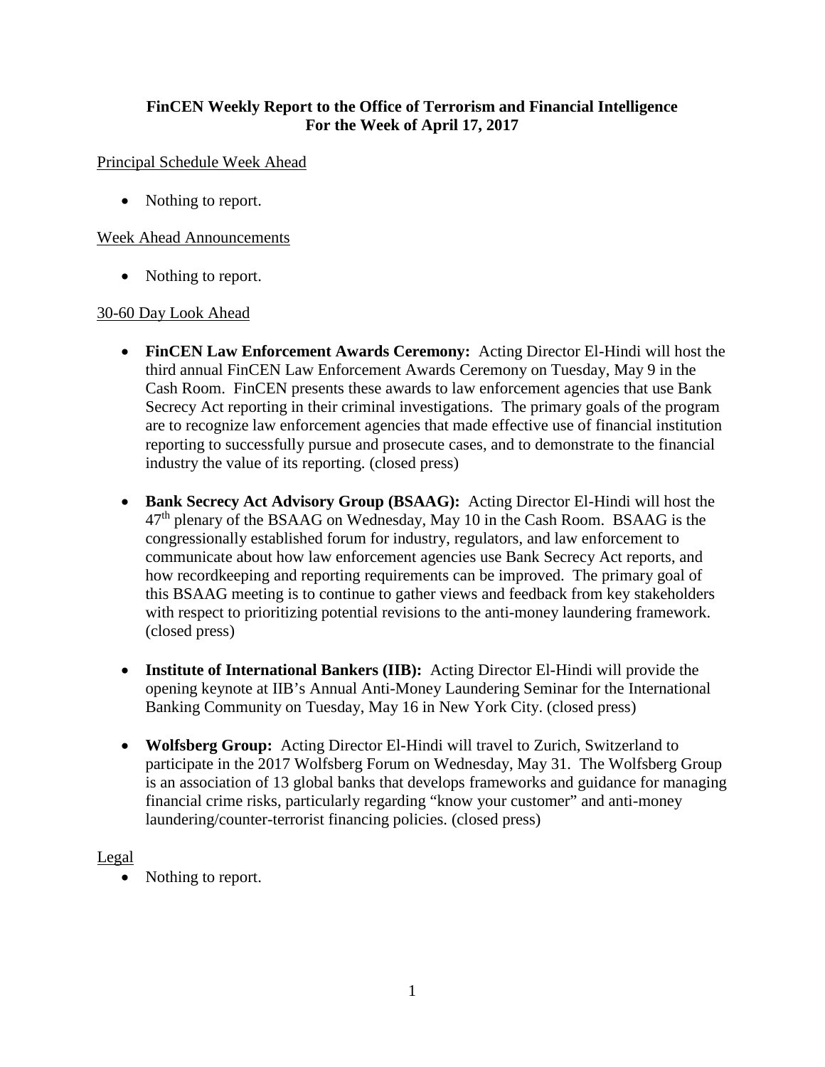**FinCEN Weekly Report to the Office of Terrorism and Financial Intelligence**
**For the Week of April 17, 2017**

Principal Schedule Week Ahead

- Nothing to report.

Week Ahead Announcements

- Nothing to report.

30-60 Day Look Ahead

- **FinCEN Law Enforcement Awards Ceremony:** Acting Director El-Hindi will host the third annual FinCEN Law Enforcement Awards Ceremony on Tuesday, May 9 in the Cash Room. FinCEN presents these awards to law enforcement agencies that use Bank Secrecy Act reporting in their criminal investigations. The primary goals of the program are to recognize law enforcement agencies that made effective use of financial institution reporting to successfully pursue and prosecute cases, and to demonstrate to the financial industry the value of its reporting. (closed press)

- **Bank Secrecy Act Advisory Group (BSAAG):** Acting Director El-Hindi will host the 47th plenary of the BSAAG on Wednesday, May 10 in the Cash Room. BSAAG is the congressionally established forum for industry, regulators, and law enforcement to communicate about how law enforcement agencies use Bank Secrecy Act reports, and how recordkeeping and reporting requirements can be improved. The primary goal of this BSAAG meeting is to continue to gather views and feedback from key stakeholders with respect to prioritizing potential revisions to the anti-money laundering framework. (closed press)

- **Institute of International Bankers (IIB):** Acting Director El-Hindi will provide the opening keynote at IIB's Annual Anti-Money Laundering Seminar for the International Banking Community on Tuesday, May 16 in New York City. (closed press)

- **Wolfsberg Group:** Acting Director El-Hindi will travel to Zurich, Switzerland to participate in the 2017 Wolfsberg Forum on Wednesday, May 31. The Wolfsberg Group is an association of 13 global banks that develops frameworks and guidance for managing financial crime risks, particularly regarding "know your customer" and anti-money laundering/counter-terrorist financing policies. (closed press)

Legal

- Nothing to report.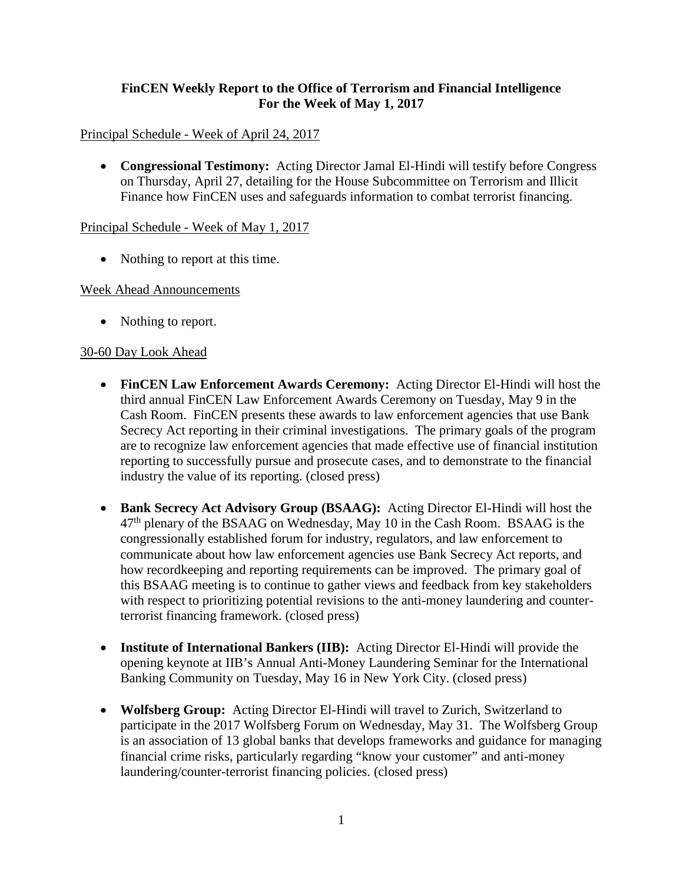**FinCEN Weekly Report to the Office of Terrorism and Financial Intelligence**
**For the Week of May 1, 2017**

Principal Schedule - Week of April 24, 2017

- **Congressional Testimony:** Acting Director Jamal El-Hindi will testify before Congress on Thursday, April 27, detailing for the House Subcommittee on Terrorism and Illicit Finance how FinCEN uses and safeguards information to combat terrorist financing.

Principal Schedule - Week of May 1, 2017

- Nothing to report at this time.

Week Ahead Announcements

- Nothing to report.

30-60 Day Look Ahead

- **FinCEN Law Enforcement Awards Ceremony:** Acting Director El-Hindi will host the third annual FinCEN Law Enforcement Awards Ceremony on Tuesday, May 9 in the Cash Room. FinCEN presents these awards to law enforcement agencies that use Bank Secrecy Act reporting in their criminal investigations. The primary goals of the program are to recognize law enforcement agencies that made effective use of financial institution reporting to successfully pursue and prosecute cases, and to demonstrate to the financial industry the value of its reporting. (closed press)

- **Bank Secrecy Act Advisory Group (BSAAG):** Acting Director El-Hindi will host the 47th plenary of the BSAAG on Wednesday, May 10 in the Cash Room. BSAAG is the congressionally established forum for industry, regulators, and law enforcement to communicate about how law enforcement agencies use Bank Secrecy Act reports, and how recordkeeping and reporting requirements can be improved. The primary goal of this BSAAG meeting is to continue to gather views and feedback from key stakeholders with respect to prioritizing potential revisions to the anti-money laundering and counter-terrorist financing framework. (closed press)

- **Institute of International Bankers (IIB):** Acting Director El-Hindi will provide the opening keynote at IIB's Annual Anti-Money Laundering Seminar for the International Banking Community on Tuesday, May 16 in New York City. (closed press)

- **Wolfsberg Group:** Acting Director El-Hindi will travel to Zurich, Switzerland to participate in the 2017 Wolfsberg Forum on Wednesday, May 31. The Wolfsberg Group is an association of 13 global banks that develops frameworks and guidance for managing financial crime risks, particularly regarding "know your customer" and anti-money laundering/counter-terrorist financing policies. (closed press)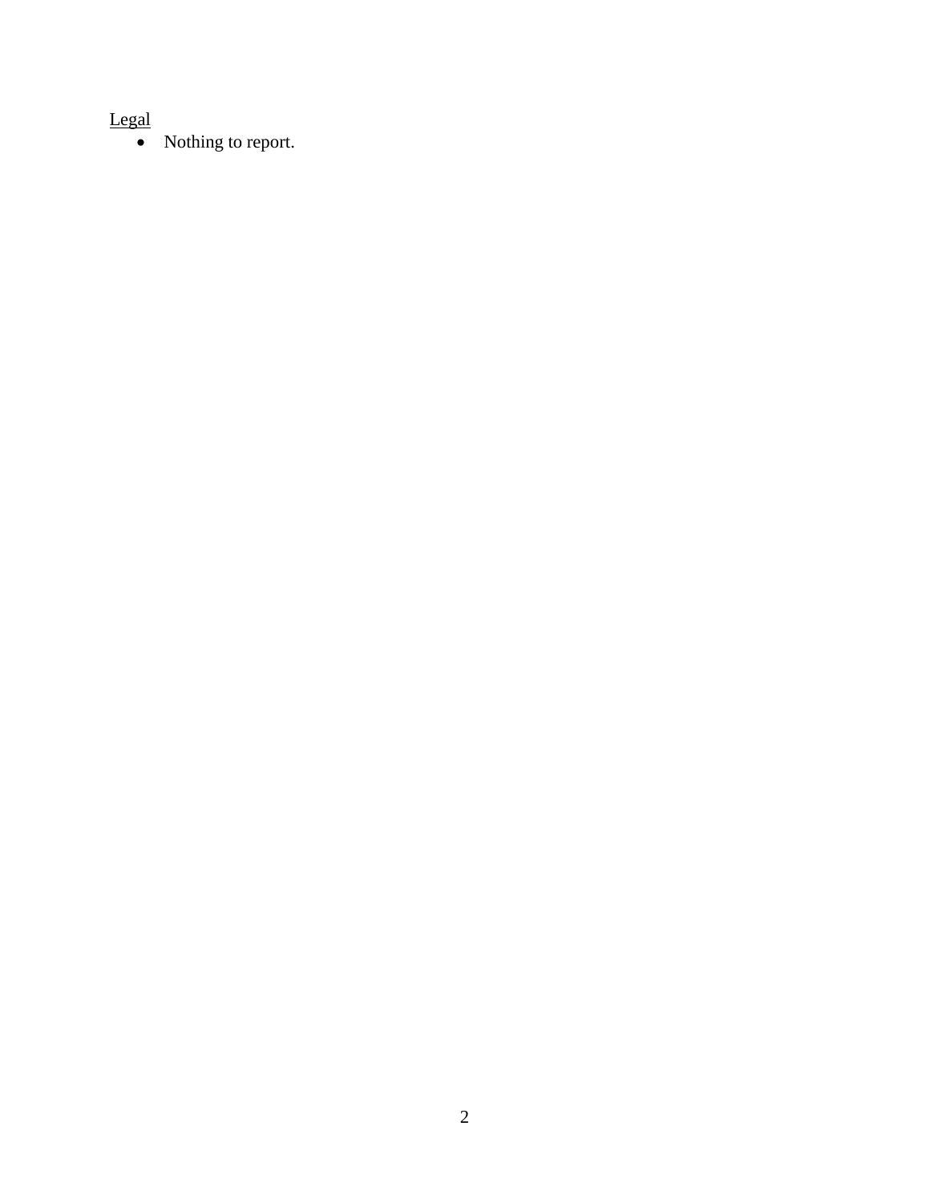<u>Legal</u>

- Nothing to report.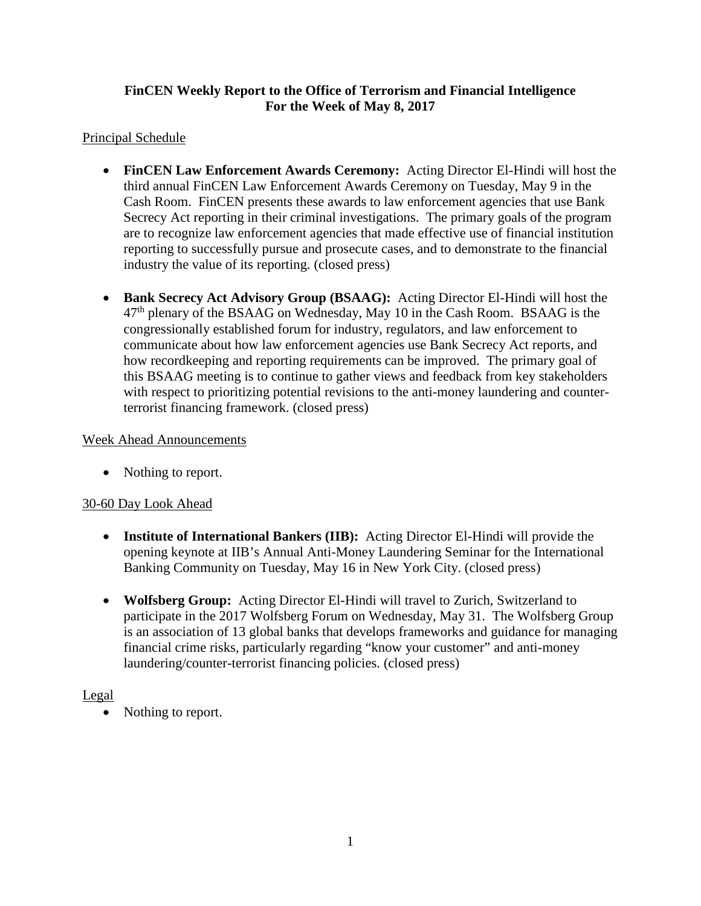**FinCEN Weekly Report to the Office of Terrorism and Financial Intelligence**
**For the Week of May 8, 2017**

Principal Schedule

- **FinCEN Law Enforcement Awards Ceremony:** Acting Director El-Hindi will host the third annual FinCEN Law Enforcement Awards Ceremony on Tuesday, May 9 in the Cash Room. FinCEN presents these awards to law enforcement agencies that use Bank Secrecy Act reporting in their criminal investigations. The primary goals of the program are to recognize law enforcement agencies that made effective use of financial institution reporting to successfully pursue and prosecute cases, and to demonstrate to the financial industry the value of its reporting. (closed press)

- **Bank Secrecy Act Advisory Group (BSAAG):** Acting Director El-Hindi will host the 47th plenary of the BSAAG on Wednesday, May 10 in the Cash Room. BSAAG is the congressionally established forum for industry, regulators, and law enforcement to communicate about how law enforcement agencies use Bank Secrecy Act reports, and how recordkeeping and reporting requirements can be improved. The primary goal of this BSAAG meeting is to continue to gather views and feedback from key stakeholders with respect to prioritizing potential revisions to the anti-money laundering and counter-terrorist financing framework. (closed press)

Week Ahead Announcements

- Nothing to report.

30-60 Day Look Ahead

- **Institute of International Bankers (IIB):** Acting Director El-Hindi will provide the opening keynote at IIB's Annual Anti-Money Laundering Seminar for the International Banking Community on Tuesday, May 16 in New York City. (closed press)

- **Wolfsberg Group:** Acting Director El-Hindi will travel to Zurich, Switzerland to participate in the 2017 Wolfsberg Forum on Wednesday, May 31. The Wolfsberg Group is an association of 13 global banks that develops frameworks and guidance for managing financial crime risks, particularly regarding "know your customer" and anti-money laundering/counter-terrorist financing policies. (closed press)

Legal

- Nothing to report.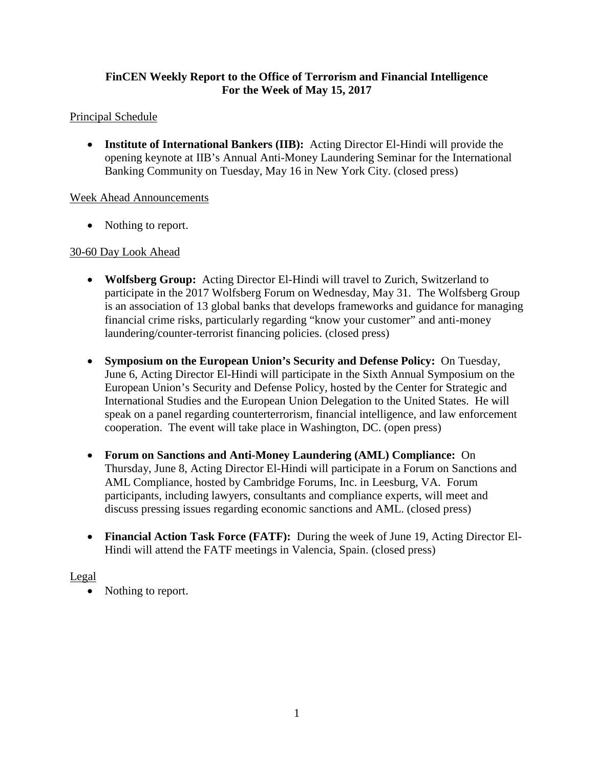**FinCEN Weekly Report to the Office of Terrorism and Financial Intelligence**
**For the Week of May 15, 2017**

Principal Schedule

- **Institute of International Bankers (IIB):** Acting Director El-Hindi will provide the opening keynote at IIB's Annual Anti-Money Laundering Seminar for the International Banking Community on Tuesday, May 16 in New York City. (closed press)

Week Ahead Announcements

- Nothing to report.

30-60 Day Look Ahead

- **Wolfsberg Group:** Acting Director El-Hindi will travel to Zurich, Switzerland to participate in the 2017 Wolfsberg Forum on Wednesday, May 31. The Wolfsberg Group is an association of 13 global banks that develops frameworks and guidance for managing financial crime risks, particularly regarding "know your customer" and anti-money laundering/counter-terrorist financing policies. (closed press)

- **Symposium on the European Union's Security and Defense Policy:** On Tuesday, June 6, Acting Director El-Hindi will participate in the Sixth Annual Symposium on the European Union's Security and Defense Policy, hosted by the Center for Strategic and International Studies and the European Union Delegation to the United States. He will speak on a panel regarding counterterrorism, financial intelligence, and law enforcement cooperation. The event will take place in Washington, DC. (open press)

- **Forum on Sanctions and Anti-Money Laundering (AML) Compliance:** On Thursday, June 8, Acting Director El-Hindi will participate in a Forum on Sanctions and AML Compliance, hosted by Cambridge Forums, Inc. in Leesburg, VA. Forum participants, including lawyers, consultants and compliance experts, will meet and discuss pressing issues regarding economic sanctions and AML. (closed press)

- **Financial Action Task Force (FATF):** During the week of June 19, Acting Director El-Hindi will attend the FATF meetings in Valencia, Spain. (closed press)

Legal

- Nothing to report.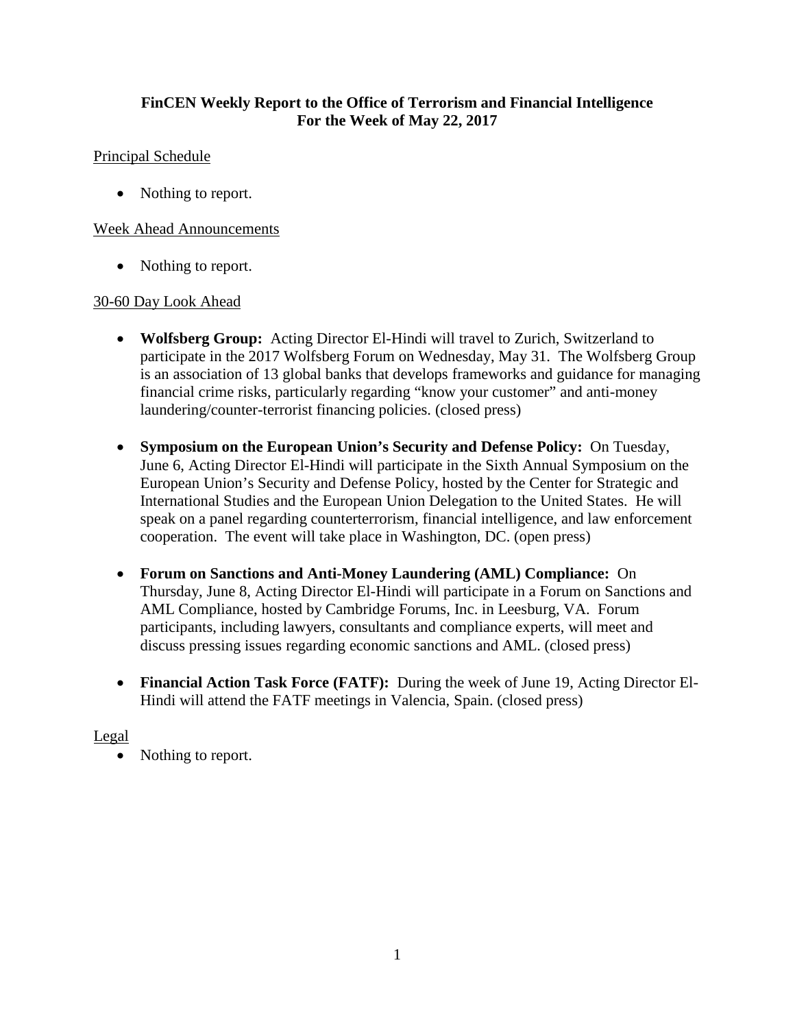**FinCEN Weekly Report to the Office of Terrorism and Financial Intelligence**
**For the Week of May 22, 2017**

Principal Schedule

- Nothing to report.

Week Ahead Announcements

- Nothing to report.

30-60 Day Look Ahead

- **Wolfsberg Group:** Acting Director El-Hindi will travel to Zurich, Switzerland to participate in the 2017 Wolfsberg Forum on Wednesday, May 31. The Wolfsberg Group is an association of 13 global banks that develops frameworks and guidance for managing financial crime risks, particularly regarding "know your customer" and anti-money laundering/counter-terrorist financing policies. (closed press)

- **Symposium on the European Union's Security and Defense Policy:** On Tuesday, June 6, Acting Director El-Hindi will participate in the Sixth Annual Symposium on the European Union's Security and Defense Policy, hosted by the Center for Strategic and International Studies and the European Union Delegation to the United States. He will speak on a panel regarding counterterrorism, financial intelligence, and law enforcement cooperation. The event will take place in Washington, DC. (open press)

- **Forum on Sanctions and Anti-Money Laundering (AML) Compliance:** On Thursday, June 8, Acting Director El-Hindi will participate in a Forum on Sanctions and AML Compliance, hosted by Cambridge Forums, Inc. in Leesburg, VA. Forum participants, including lawyers, consultants and compliance experts, will meet and discuss pressing issues regarding economic sanctions and AML. (closed press)

- **Financial Action Task Force (FATF):** During the week of June 19, Acting Director El-Hindi will attend the FATF meetings in Valencia, Spain. (closed press)

Legal

- Nothing to report.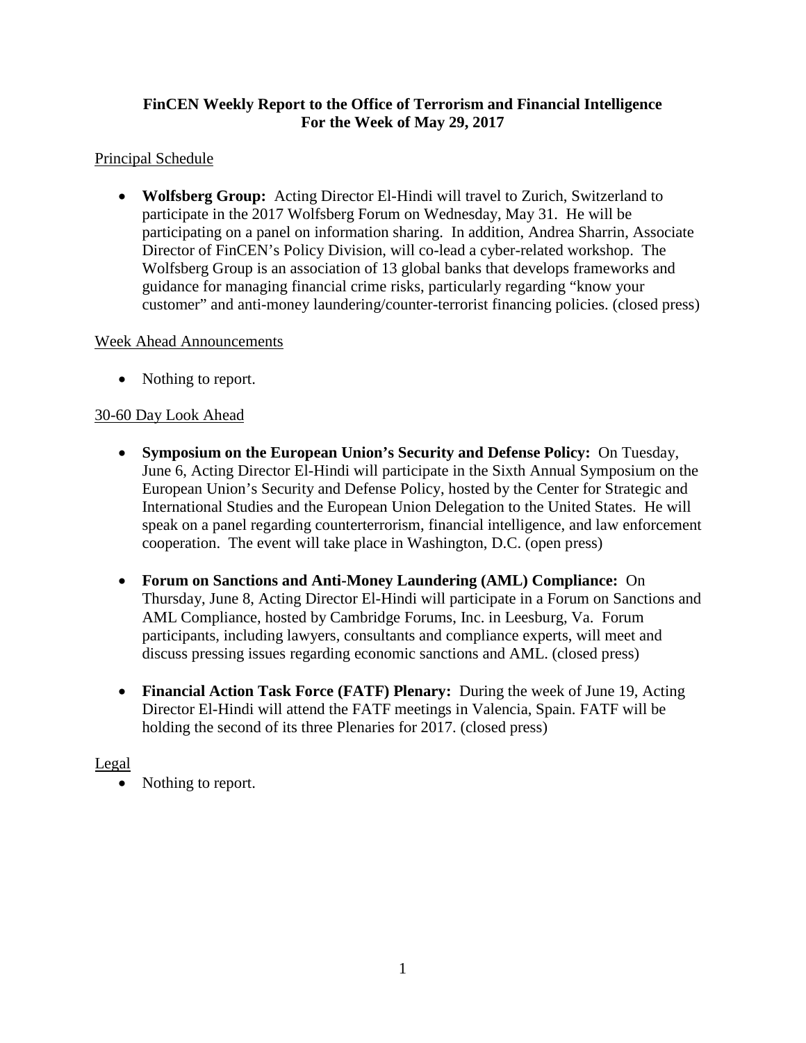**FinCEN Weekly Report to the Office of Terrorism and Financial Intelligence**
**For the Week of May 29, 2017**

Principal Schedule

- **Wolfsberg Group:** Acting Director El-Hindi will travel to Zurich, Switzerland to participate in the 2017 Wolfsberg Forum on Wednesday, May 31. He will be participating on a panel on information sharing. In addition, Andrea Sharrin, Associate Director of FinCEN's Policy Division, will co-lead a cyber-related workshop. The Wolfsberg Group is an association of 13 global banks that develops frameworks and guidance for managing financial crime risks, particularly regarding "know your customer" and anti-money laundering/counter-terrorist financing policies. (closed press)

Week Ahead Announcements

- Nothing to report.

30-60 Day Look Ahead

- **Symposium on the European Union's Security and Defense Policy:** On Tuesday, June 6, Acting Director El-Hindi will participate in the Sixth Annual Symposium on the European Union's Security and Defense Policy, hosted by the Center for Strategic and International Studies and the European Union Delegation to the United States. He will speak on a panel regarding counterterrorism, financial intelligence, and law enforcement cooperation. The event will take place in Washington, D.C. (open press)

- **Forum on Sanctions and Anti-Money Laundering (AML) Compliance:** On Thursday, June 8, Acting Director El-Hindi will participate in a Forum on Sanctions and AML Compliance, hosted by Cambridge Forums, Inc. in Leesburg, Va. Forum participants, including lawyers, consultants and compliance experts, will meet and discuss pressing issues regarding economic sanctions and AML. (closed press)

- **Financial Action Task Force (FATF) Plenary:** During the week of June 19, Acting Director El-Hindi will attend the FATF meetings in Valencia, Spain. FATF will be holding the second of its three Plenaries for 2017. (closed press)

Legal

- Nothing to report.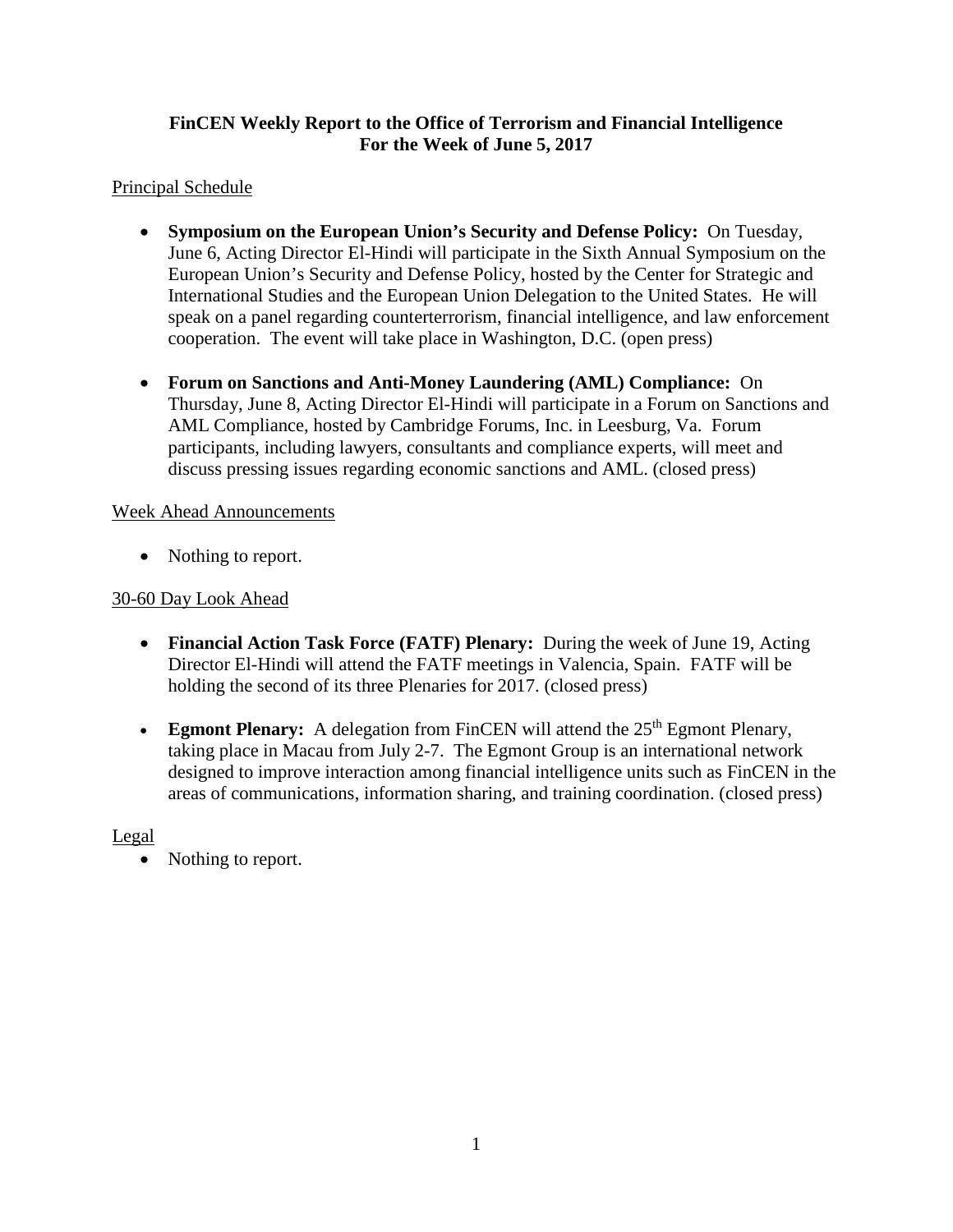**FinCEN Weekly Report to the Office of Terrorism and Financial Intelligence**
**For the Week of June 5, 2017**

Principal Schedule

- **Symposium on the European Union's Security and Defense Policy:** On Tuesday, June 6, Acting Director El-Hindi will participate in the Sixth Annual Symposium on the European Union's Security and Defense Policy, hosted by the Center for Strategic and International Studies and the European Union Delegation to the United States. He will speak on a panel regarding counterterrorism, financial intelligence, and law enforcement cooperation. The event will take place in Washington, D.C. (open press)

- **Forum on Sanctions and Anti-Money Laundering (AML) Compliance:** On Thursday, June 8, Acting Director El-Hindi will participate in a Forum on Sanctions and AML Compliance, hosted by Cambridge Forums, Inc. in Leesburg, Va. Forum participants, including lawyers, consultants and compliance experts, will meet and discuss pressing issues regarding economic sanctions and AML. (closed press)

Week Ahead Announcements

- Nothing to report.

30-60 Day Look Ahead

- **Financial Action Task Force (FATF) Plenary:** During the week of June 19, Acting Director El-Hindi will attend the FATF meetings in Valencia, Spain. FATF will be holding the second of its three Plenaries for 2017. (closed press)

- **Egmont Plenary:** A delegation from FinCEN will attend the 25th Egmont Plenary, taking place in Macau from July 2-7. The Egmont Group is an international network designed to improve interaction among financial intelligence units such as FinCEN in the areas of communications, information sharing, and training coordination. (closed press)

Legal

- Nothing to report.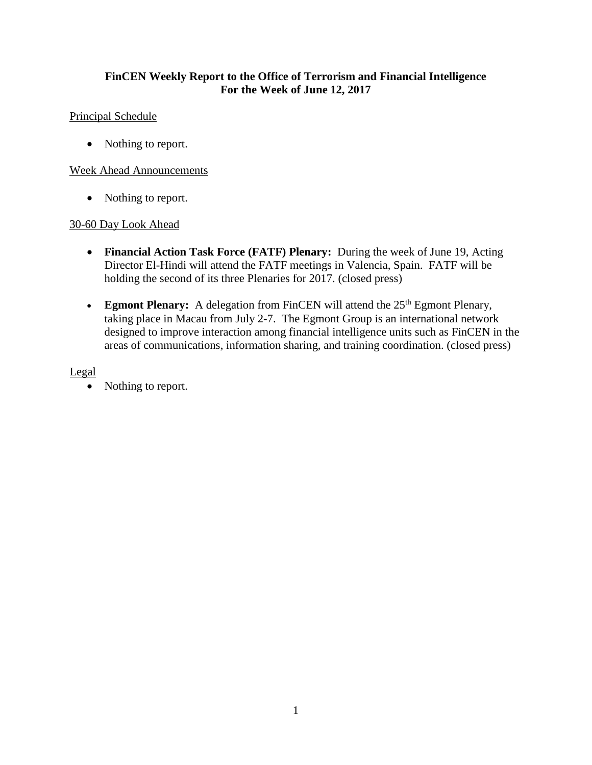**FinCEN Weekly Report to the Office of Terrorism and Financial Intelligence**
**For the Week of June 12, 2017**

Principal Schedule

- Nothing to report.

Week Ahead Announcements

- Nothing to report.

30-60 Day Look Ahead

- **Financial Action Task Force (FATF) Plenary:** During the week of June 19, Acting Director El-Hindi will attend the FATF meetings in Valencia, Spain. FATF will be holding the second of its three Plenaries for 2017. (closed press)

- **Egmont Plenary:** A delegation from FinCEN will attend the 25th Egmont Plenary, taking place in Macau from July 2-7. The Egmont Group is an international network designed to improve interaction among financial intelligence units such as FinCEN in the areas of communications, information sharing, and training coordination. (closed press)

Legal

- Nothing to report.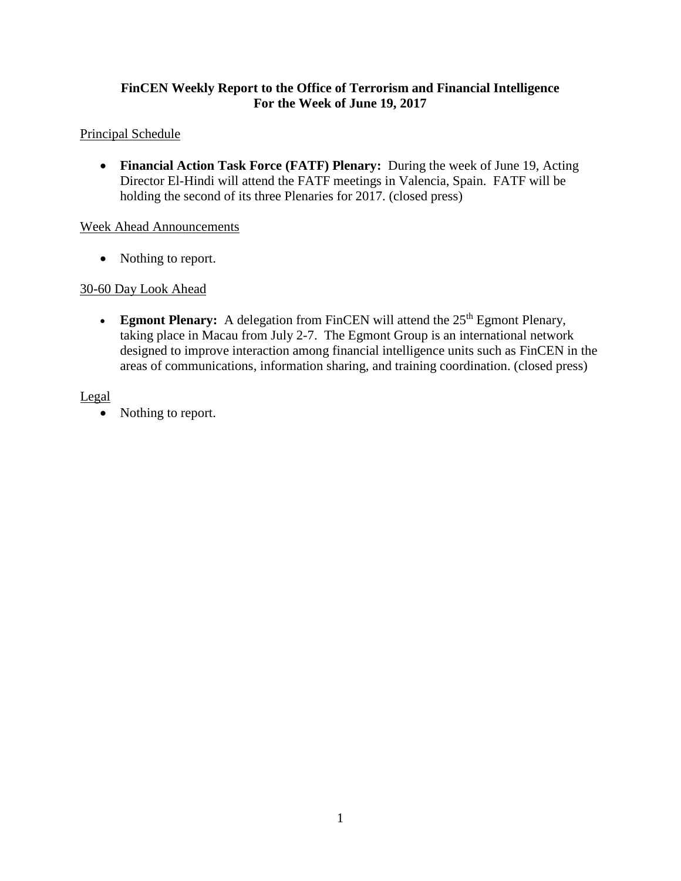**FinCEN Weekly Report to the Office of Terrorism and Financial Intelligence**
**For the Week of June 19, 2017**

Principal Schedule

- **Financial Action Task Force (FATF) Plenary:** During the week of June 19, Acting Director El-Hindi will attend the FATF meetings in Valencia, Spain. FATF will be holding the second of its three Plenaries for 2017. (closed press)

Week Ahead Announcements

- Nothing to report.

30-60 Day Look Ahead

- **Egmont Plenary:** A delegation from FinCEN will attend the 25th Egmont Plenary, taking place in Macau from July 2-7. The Egmont Group is an international network designed to improve interaction among financial intelligence units such as FinCEN in the areas of communications, information sharing, and training coordination. (closed press)

Legal

- Nothing to report.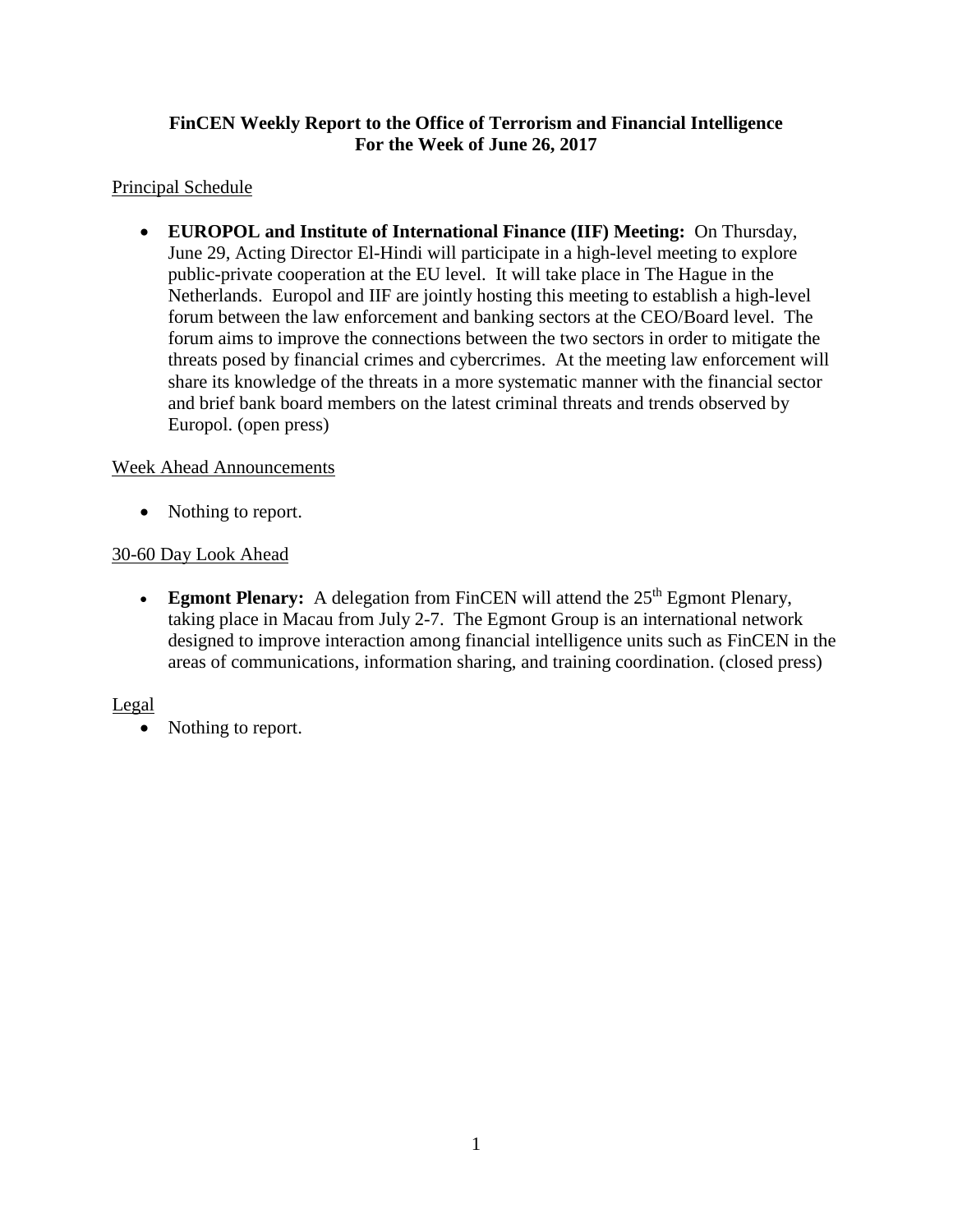**FinCEN Weekly Report to the Office of Terrorism and Financial Intelligence**
**For the Week of June 26, 2017**

Principal Schedule

- **EUROPOL and Institute of International Finance (IIF) Meeting:** On Thursday, June 29, Acting Director El-Hindi will participate in a high-level meeting to explore public-private cooperation at the EU level. It will take place in The Hague in the Netherlands. Europol and IIF are jointly hosting this meeting to establish a high-level forum between the law enforcement and banking sectors at the CEO/Board level. The forum aims to improve the connections between the two sectors in order to mitigate the threats posed by financial crimes and cybercrimes. At the meeting law enforcement will share its knowledge of the threats in a more systematic manner with the financial sector and brief bank board members on the latest criminal threats and trends observed by Europol. (open press)

Week Ahead Announcements

- Nothing to report.

30-60 Day Look Ahead

- **Egmont Plenary:** A delegation from FinCEN will attend the 25th Egmont Plenary, taking place in Macau from July 2-7. The Egmont Group is an international network designed to improve interaction among financial intelligence units such as FinCEN in the areas of communications, information sharing, and training coordination. (closed press)

Legal

- Nothing to report.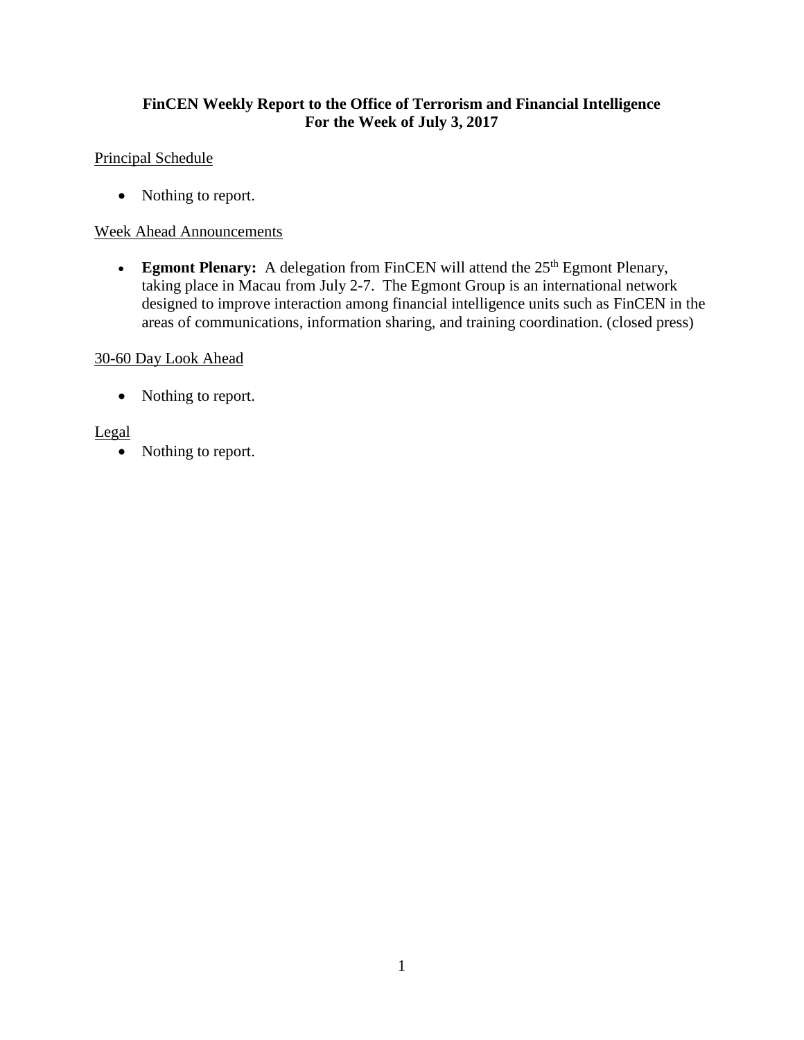**FinCEN Weekly Report to the Office of Terrorism and Financial Intelligence**
**For the Week of July 3, 2017**

Principal Schedule

- Nothing to report.

Week Ahead Announcements

- **Egmont Plenary:** A delegation from FinCEN will attend the 25th Egmont Plenary, taking place in Macau from July 2-7. The Egmont Group is an international network designed to improve interaction among financial intelligence units such as FinCEN in the areas of communications, information sharing, and training coordination. (closed press)

30-60 Day Look Ahead

- Nothing to report.

Legal

- Nothing to report.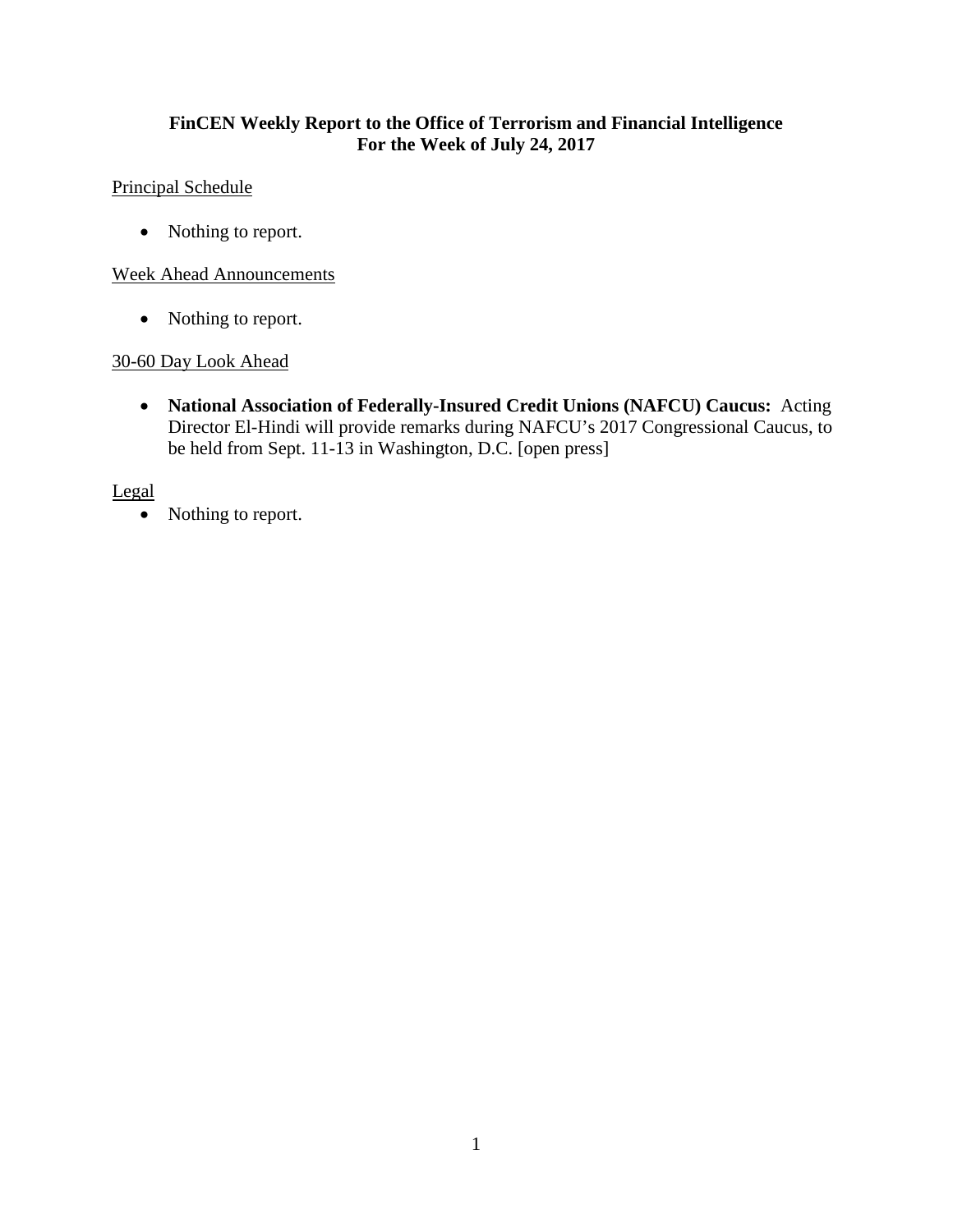**FinCEN Weekly Report to the Office of Terrorism and Financial Intelligence**
**For the Week of July 24, 2017**

Principal Schedule

- Nothing to report.

Week Ahead Announcements

- Nothing to report.

30-60 Day Look Ahead

- **National Association of Federally-Insured Credit Unions (NAFCU) Caucus:** Acting Director El-Hindi will provide remarks during NAFCU's 2017 Congressional Caucus, to be held from Sept. 11-13 in Washington, D.C. [open press]

Legal

- Nothing to report.